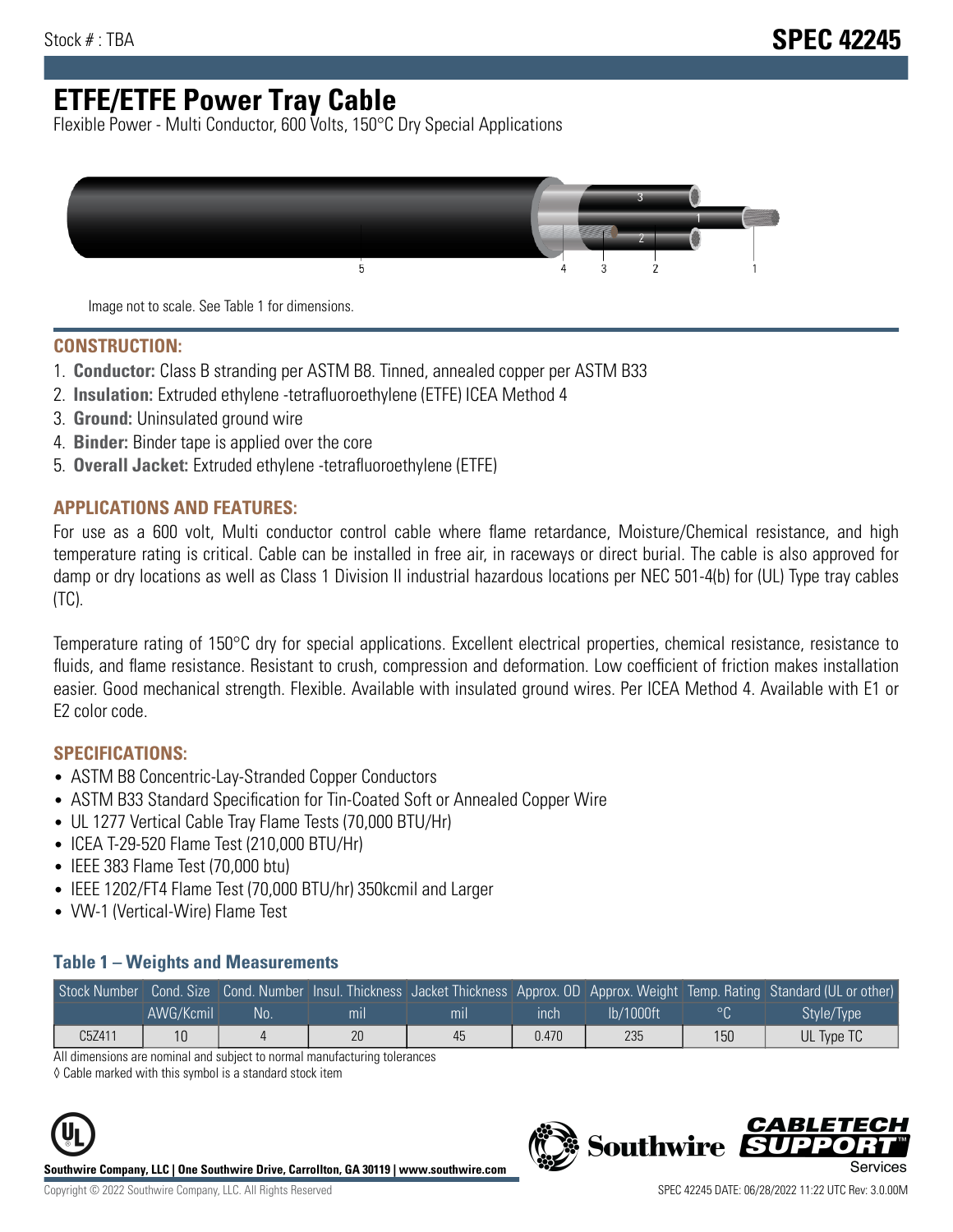Stock # : TBA

# SPEC 42245

# ETFE/ETFE Power Tray Cable

Flexible Power - Multi Conductor, 600 Volts, 150°C Dry Special Applications

Image not to scale. See Table 1 for dimensions.

## CONSTRUCTION:

1. **Conductor:** Class B stranding per ASTM B8. Tinned, annealed copper per ASTM B33
2. **Insulation:** Extruded ethylene -tetrafluoroethylene (ETFE) ICEA Method 4
3. **Ground:** Uninsulated ground wire
4. **Binder:** Binder tape is applied over the core
5. **Overall Jacket:** Extruded ethylene -tetrafluoroethylene (ETFE)

## APPLICATIONS AND FEATURES:

For use as a 600 volt, Multi conductor control cable where flame retardance, Moisture/Chemical resistance, and high temperature rating is critical. Cable can be installed in free air, in raceways or direct burial. The cable is also approved for damp or dry locations as well as Class 1 Division II industrial hazardous locations per NEC 501-4(b) for (UL) Type tray cables (TC).

Temperature rating of 150°C dry for special applications. Excellent electrical properties, chemical resistance, resistance to fluids, and flame resistance. Resistant to crush, compression and deformation. Low coefficient of friction makes installation easier. Good mechanical strength. Flexible. Available with insulated ground wires. Per ICEA Method 4. Available with E1 or E2 color code.

## SPECIFICATIONS:

- ASTM B8 Concentric-Lay-Stranded Copper Conductors
- ASTM B33 Standard Specification for Tin-Coated Soft or Annealed Copper Wire
- UL 1277 Vertical Cable Tray Flame Tests (70,000 BTU/Hr)
- ICEA T-29-520 Flame Test (210,000 BTU/Hr)
- IEEE 383 Flame Test (70,000 btu)
- IEEE 1202/FT4 Flame Test (70,000 BTU/hr) 350kcmil and Larger
- VW-1 (Vertical-Wire) Flame Test

### Table 1 – Weights and Measurements

| Stock Number | Cond. Size | Cond. Number | Insul. Thickness | Jacket Thickness | Approx. OD | Approx. Weight | Temp. Rating | Standard (UL or other) |
|---|---|---|---|---|---|---|---|---|
| | AWG/Kcmil | No. | mil | mil | inch | lb/1000ft | °C | Style/Type |
| C5Z411 | 10 | 4 | 20 | 45 | 0.470 | 235 | 150 | UL Type TC |

All dimensions are nominal and subject to normal manufacturing tolerances

◊ Cable marked with this symbol is a standard stock item

**Southwire Company, LLC | One Southwire Drive, Carrollton, GA 30119 | www.southwire.com**

Copyright © 2022 Southwire Company, LLC. All Rights Reserved

SPEC 42245 DATE: 06/28/2022 11:22 UTC Rev: 3.0.00M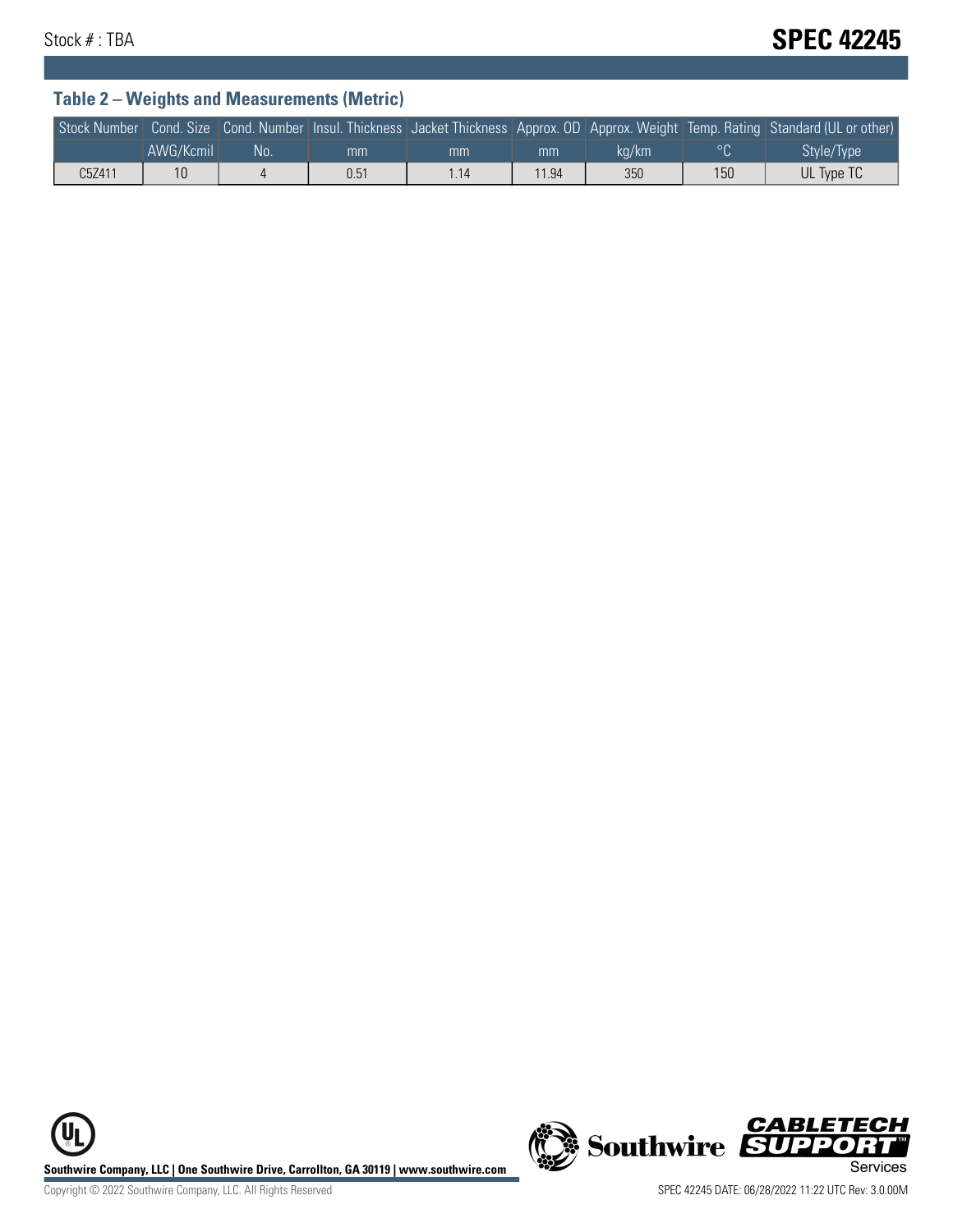### Table 2 – Weights and Measurements (Metric)

| Stock Number | Cond. Size | Cond. Number | Insul. Thickness | Jacket Thickness | Approx. OD | Approx. Weight | Temp. Rating | Standard (UL or other) |
|---|---|---|---|---|---|---|---|---|
| | AWG/Kcmil | No. | mm | mm | mm | kg/km | °C | Style/Type |
| C5Z411 | 10 | 4 | 0.51 | 1.14 | 11.94 | 350 | 150 | UL Type TC |